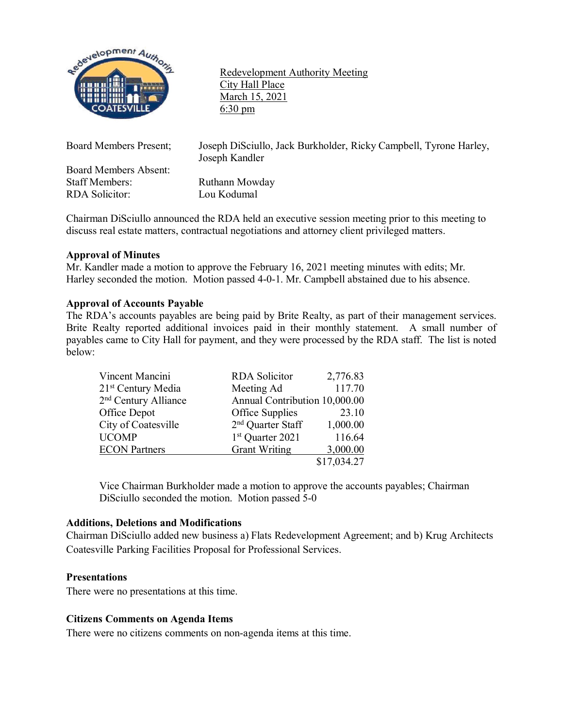Redevelopment Authority Meeting
City Hall Place
March 15, 2021
6:30 pm

| | |
|---|---|
| Board Members Present; | Joseph DiSciullo, Jack Burkholder, Ricky Campbell, Tyrone Harley, Joseph Kandler |
| Board Members Absent: | |
| Staff Members: | Ruthann Mowday |
| RDA Solicitor: | Lou Kodumal |

Chairman DiSciullo announced the RDA held an executive session meeting prior to this meeting to discuss real estate matters, contractual negotiations and attorney client privileged matters.

**Approval of Minutes**
Mr. Kandler made a motion to approve the February 16, 2021 meeting minutes with edits; Mr. Harley seconded the motion. Motion passed 4-0-1. Mr. Campbell abstained due to his absence.

**Approval of Accounts Payable**
The RDA's accounts payables are being paid by Brite Realty, as part of their management services. Brite Realty reported additional invoices paid in their monthly statement. A small number of payables came to City Hall for payment, and they were processed by the RDA staff. The list is noted below:

| | | |
|---|---|---:|
| Vincent Mancini | RDA Solicitor | 2,776.83 |
| 21st Century Media | Meeting Ad | 117.70 |
| 2nd Century Alliance | Annual Contribution | 10,000.00 |
| Office Depot | Office Supplies | 23.10 |
| City of Coatesville | 2nd Quarter Staff | 1,000.00 |
| UCOMP | 1st Quarter 2021 | 116.64 |
| ECON Partners | Grant Writing | 3,000.00 |
| | | $17,034.27 |

Vice Chairman Burkholder made a motion to approve the accounts payables; Chairman DiSciullo seconded the motion. Motion passed 5-0

**Additions, Deletions and Modifications**
Chairman DiSciullo added new business a) Flats Redevelopment Agreement; and b) Krug Architects Coatesville Parking Facilities Proposal for Professional Services.

**Presentations**
There were no presentations at this time.

**Citizens Comments on Agenda Items**
There were no citizens comments on non-agenda items at this time.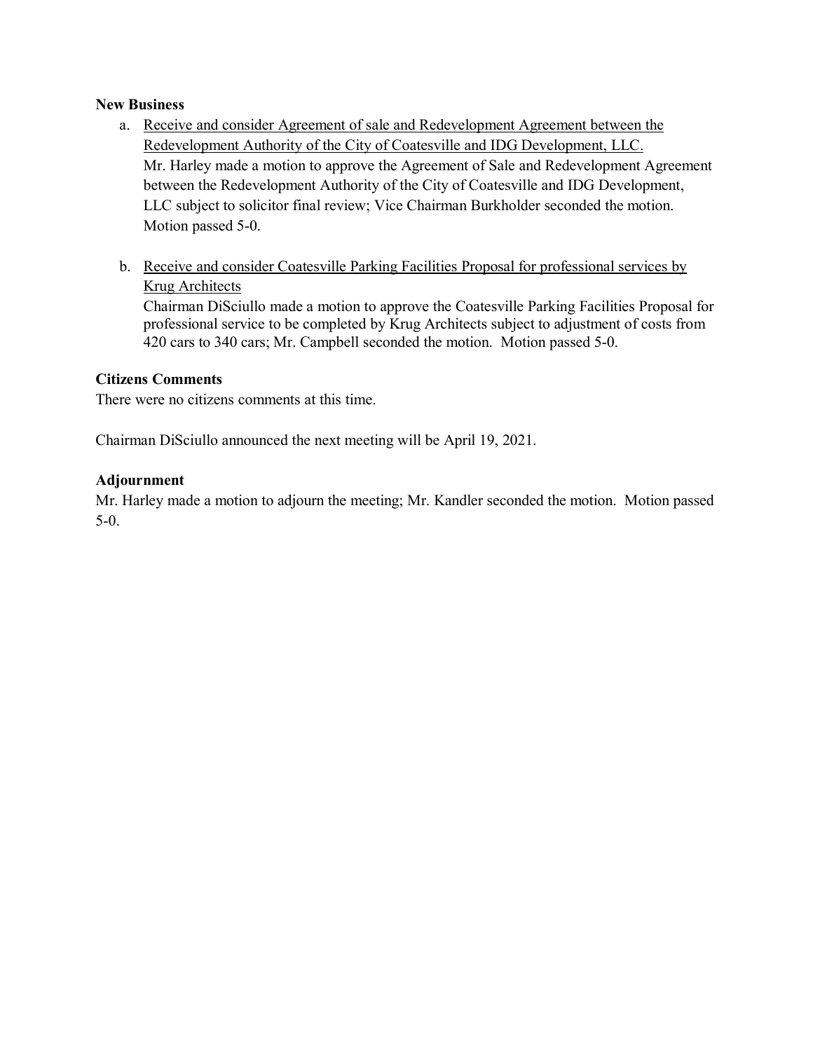**New Business**

a. <u>Receive and consider Agreement of sale and Redevelopment Agreement between the Redevelopment Authority of the City of Coatesville and IDG Development, LLC.</u>
   Mr. Harley made a motion to approve the Agreement of Sale and Redevelopment Agreement between the Redevelopment Authority of the City of Coatesville and IDG Development, LLC subject to solicitor final review; Vice Chairman Burkholder seconded the motion. Motion passed 5-0.

b. <u>Receive and consider Coatesville Parking Facilities Proposal for professional services by Krug Architects</u>
   Chairman DiSciullo made a motion to approve the Coatesville Parking Facilities Proposal for professional service to be completed by Krug Architects subject to adjustment of costs from 420 cars to 340 cars; Mr. Campbell seconded the motion. Motion passed 5-0.

**Citizens Comments**

There were no citizens comments at this time.

Chairman DiSciullo announced the next meeting will be April 19, 2021.

**Adjournment**

Mr. Harley made a motion to adjourn the meeting; Mr. Kandler seconded the motion. Motion passed 5-0.